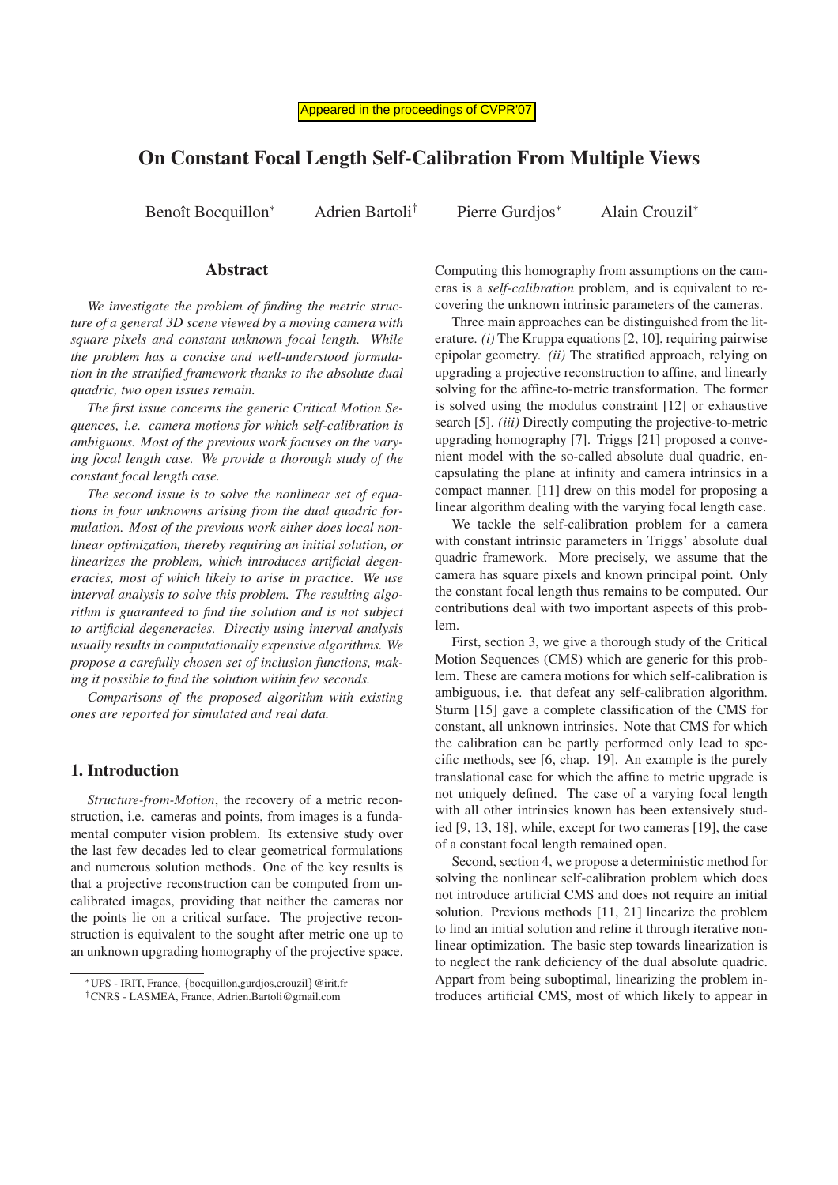Appeared in the proceedings of CVPR'07

# On Constant Focal Length Self-Calibration From Multiple Views

Benoît Bocquillon* Adrien Bartoli† Pierre Gurdjos* Alain Crouzil*

## Abstract

*We investigate the problem of finding the metric structure of a general 3D scene viewed by a moving camera with square pixels and constant unknown focal length. While the problem has a concise and well-understood formulation in the stratified framework thanks to the absolute dual quadric, two open issues remain.*

*The first issue concerns the generic Critical Motion Sequences, i.e. camera motions for which self-calibration is ambiguous. Most of the previous work focuses on the varying focal length case. We provide a thorough study of the constant focal length case.*

*The second issue is to solve the nonlinear set of equations in four unknowns arising from the dual quadric formulation. Most of the previous work either does local nonlinear optimization, thereby requiring an initial solution, or linearizes the problem, which introduces artificial degeneracies, most of which likely to arise in practice. We use interval analysis to solve this problem. The resulting algorithm is guaranteed to find the solution and is not subject to artificial degeneracies. Directly using interval analysis usually results in computationally expensive algorithms. We propose a carefully chosen set of inclusion functions, making it possible to find the solution within few seconds.*

*Comparisons of the proposed algorithm with existing ones are reported for simulated and real data.*

## 1. Introduction

*Structure-from-Motion*, the recovery of a metric reconstruction, i.e. cameras and points, from images is a fundamental computer vision problem. Its extensive study over the last few decades led to clear geometrical formulations and numerous solution methods. One of the key results is that a projective reconstruction can be computed from uncalibrated images, providing that neither the cameras nor the points lie on a critical surface. The projective reconstruction is equivalent to the sought after metric one up to an unknown upgrading homography of the projective space. Computing this homography from assumptions on the cameras is a *self-calibration* problem, and is equivalent to recovering the unknown intrinsic parameters of the cameras.

Three main approaches can be distinguished from the literature. *(i)* The Kruppa equations [2, 10], requiring pairwise epipolar geometry. *(ii)* The stratified approach, relying on upgrading a projective reconstruction to affine, and linearly solving for the affine-to-metric transformation. The former is solved using the modulus constraint [12] or exhaustive search [5]. *(iii)* Directly computing the projective-to-metric upgrading homography [7]. Triggs [21] proposed a convenient model with the so-called absolute dual quadric, encapsulating the plane at infinity and camera intrinsics in a compact manner. [11] drew on this model for proposing a linear algorithm dealing with the varying focal length case.

We tackle the self-calibration problem for a camera with constant intrinsic parameters in Triggs' absolute dual quadric framework. More precisely, we assume that the camera has square pixels and known principal point. Only the constant focal length thus remains to be computed. Our contributions deal with two important aspects of this problem.

First, section 3, we give a thorough study of the Critical Motion Sequences (CMS) which are generic for this problem. These are camera motions for which self-calibration is ambiguous, i.e. that defeat any self-calibration algorithm. Sturm [15] gave a complete classification of the CMS for constant, all unknown intrinsics. Note that CMS for which the calibration can be partly performed only lead to specific methods, see [6, chap. 19]. An example is the purely translational case for which the affine to metric upgrade is not uniquely defined. The case of a varying focal length with all other intrinsics known has been extensively studied [9, 13, 18], while, except for two cameras [19], the case of a constant focal length remained open.

Second, section 4, we propose a deterministic method for solving the nonlinear self-calibration problem which does not introduce artificial CMS and does not require an initial solution. Previous methods [11, 21] linearize the problem to find an initial solution and refine it through iterative nonlinear optimization. The basic step towards linearization is to neglect the rank deficiency of the dual absolute quadric. Appart from being suboptimal, linearizing the problem introduces artificial CMS, most of which likely to appear in

*UPS - IRIT, France, {bocquillon,gurdjos,crouzil}@irit.fr

†CNRS - LASMEA, France, Adrien.Bartoli@gmail.com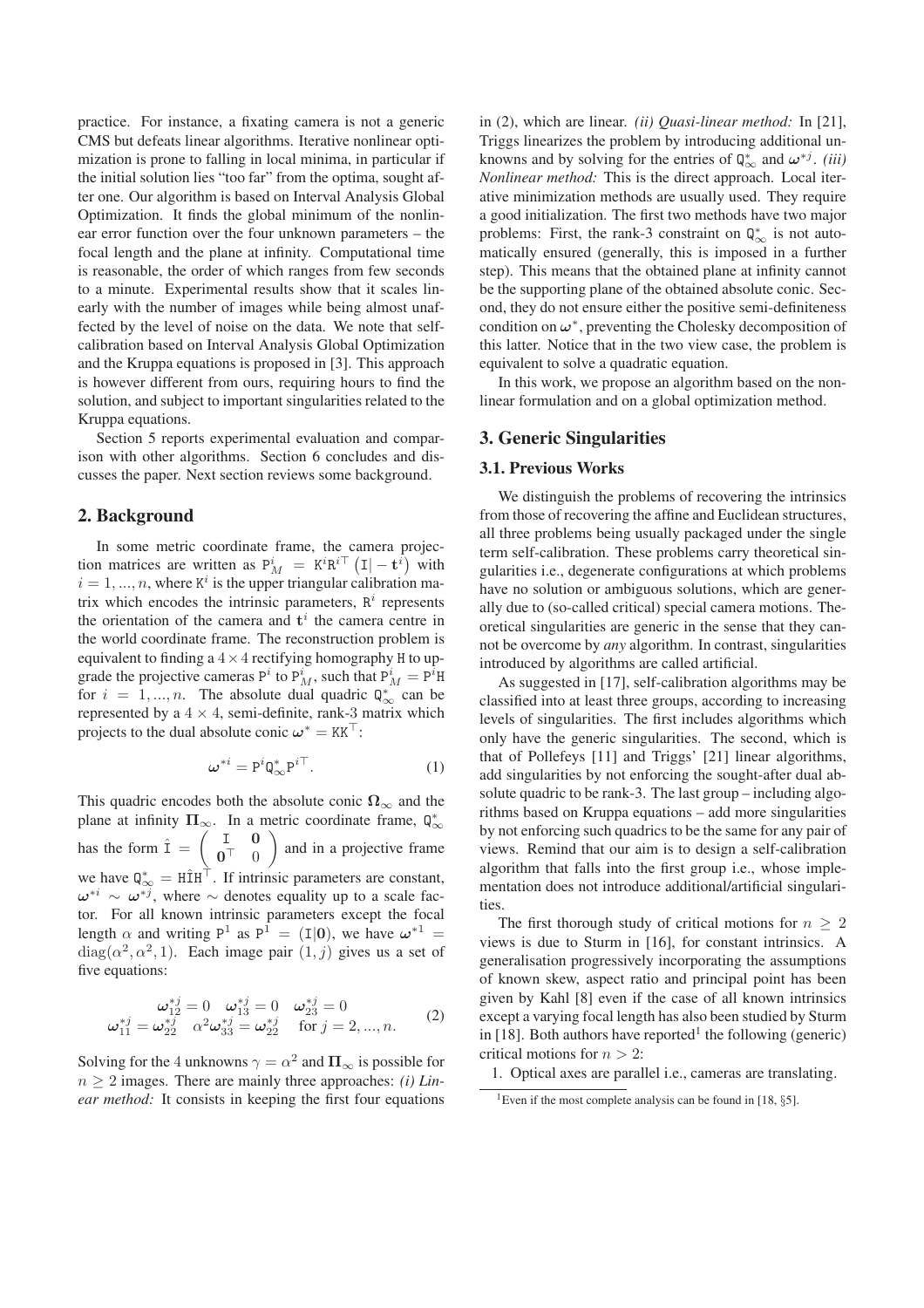practice. For instance, a fixating camera is not a generic CMS but defeats linear algorithms. Iterative nonlinear optimization is prone to falling in local minima, in particular if the initial solution lies "too far" from the optima, sought after one. Our algorithm is based on Interval Analysis Global Optimization. It finds the global minimum of the nonlinear error function over the four unknown parameters – the focal length and the plane at infinity. Computational time is reasonable, the order of which ranges from few seconds to a minute. Experimental results show that it scales linearly with the number of images while being almost unaffected by the level of noise on the data. We note that self-calibration based on Interval Analysis Global Optimization and the Kruppa equations is proposed in [3]. This approach is however different from ours, requiring hours to find the solution, and subject to important singularities related to the Kruppa equations.

Section 5 reports experimental evaluation and comparison with other algorithms. Section 6 concludes and discusses the paper. Next section reviews some background.

## 2. Background

In some metric coordinate frame, the camera projection matrices are written as $\mathtt{P}_M^i = \mathtt{K}^i\mathtt{R}^{i\top}\left(\mathtt{I}| - \mathbf{t}^i\right)$ with $i = 1, ..., n$, where $\mathtt{K}^i$ is the upper triangular calibration matrix which encodes the intrinsic parameters, $\mathtt{R}^i$ represents the orientation of the camera and $\mathbf{t}^i$ the camera centre in the world coordinate frame. The reconstruction problem is equivalent to finding a $4 \times 4$ rectifying homography $\mathtt{H}$ to upgrade the projective cameras $\mathtt{P}^i$ to $\mathtt{P}_M^i$, such that $\mathtt{P}_M^i = \mathtt{P}^i\mathtt{H}$ for $i = 1, ..., n$. The absolute dual quadric $\mathtt{Q}_\infty^*$ can be represented by a $4 \times 4$, semi-definite, rank-3 matrix which projects to the dual absolute conic $\boldsymbol{\omega}^* = \mathtt{K}\mathtt{K}^\top$:

$$\boldsymbol{\omega}^{*i} = \mathtt{P}^i\mathtt{Q}_\infty^*\mathtt{P}^{i\top}. \tag{1}$$

This quadric encodes both the absolute conic $\boldsymbol{\Omega}_\infty$ and the plane at infinity $\boldsymbol{\Pi}_\infty$. In a metric coordinate frame, $\mathtt{Q}_\infty^*$ has the form $\hat{\mathtt{I}} = \begin{pmatrix} \mathtt{I} & \mathbf{0} \\ \mathbf{0}^\top & 0 \end{pmatrix}$ and in a projective frame we have $\mathtt{Q}_\infty^* = \mathtt{H}\hat{\mathtt{I}}\mathtt{H}^\top$. If intrinsic parameters are constant, $\boldsymbol{\omega}^{*i} \sim \boldsymbol{\omega}^{*j}$, where $\sim$ denotes equality up to a scale factor. For all known intrinsic parameters except the focal length $\alpha$ and writing $\mathtt{P}^1$ as $\mathtt{P}^1 = (\mathtt{I}|\mathbf{0})$, we have $\boldsymbol{\omega}^{*1} = \mathrm{diag}(\alpha^2, \alpha^2, 1)$. Each image pair $(1, j)$ gives us a set of five equations:

$$\begin{array}{c} \boldsymbol{\omega}_{12}^{*j} = 0 \quad \boldsymbol{\omega}_{13}^{*j} = 0 \quad \boldsymbol{\omega}_{23}^{*j} = 0 \\ \boldsymbol{\omega}_{11}^{*j} = \boldsymbol{\omega}_{22}^{*j} \quad \alpha^2\boldsymbol{\omega}_{33}^{*j} = \boldsymbol{\omega}_{22}^{*j} \quad \text{for } j = 2, ..., n. \end{array} \tag{2}$$

Solving for the 4 unknowns $\gamma = \alpha^2$ and $\boldsymbol{\Pi}_\infty$ is possible for $n \geq 2$ images. There are mainly three approaches: *(i) Linear method:* It consists in keeping the first four equations in (2), which are linear. *(ii) Quasi-linear method:* In [21], Triggs linearizes the problem by introducing additional unknowns and by solving for the entries of $\mathtt{Q}_\infty^*$ and $\boldsymbol{\omega}^{*j}$. *(iii) Nonlinear method:* This is the direct approach. Local iterative minimization methods are usually used. They require a good initialization. The first two methods have two major problems: First, the rank-3 constraint on $\mathtt{Q}_\infty^*$ is not automatically ensured (generally, this is imposed in a further step). This means that the obtained plane at infinity cannot be the supporting plane of the obtained absolute conic. Second, they do not ensure either the positive semi-definiteness condition on $\boldsymbol{\omega}^*$, preventing the Cholesky decomposition of this latter. Notice that in the two view case, the problem is equivalent to solve a quadratic equation.

In this work, we propose an algorithm based on the nonlinear formulation and on a global optimization method.

## 3. Generic Singularities

### 3.1. Previous Works

We distinguish the problems of recovering the intrinsics from those of recovering the affine and Euclidean structures, all three problems being usually packaged under the single term self-calibration. These problems carry theoretical singularities i.e., degenerate configurations at which problems have no solution or ambiguous solutions, which are generally due to (so-called critical) special camera motions. Theoretical singularities are generic in the sense that they cannot be overcome by *any* algorithm. In contrast, singularities introduced by algorithms are called artificial.

As suggested in [17], self-calibration algorithms may be classified into at least three groups, according to increasing levels of singularities. The first includes algorithms which only have the generic singularities. The second, which is that of Pollefeys [11] and Triggs' [21] linear algorithms, add singularities by not enforcing the sought-after dual absolute quadric to be rank-3. The last group – including algorithms based on Kruppa equations – add more singularities by not enforcing such quadrics to be the same for any pair of views. Remind that our aim is to design a self-calibration algorithm that falls into the first group i.e., whose implementation does not introduce additional/artificial singularities.

The first thorough study of critical motions for $n \geq 2$ views is due to Sturm in [16], for constant intrinsics. A generalisation progressively incorporating the assumptions of known skew, aspect ratio and principal point has been given by Kahl [8] even if the case of all known intrinsics except a varying focal length has also been studied by Sturm in [18]. Both authors have reported[1] the following (generic) critical motions for $n > 2$:

1. Optical axes are parallel i.e., cameras are translating.

[1] Even if the most complete analysis can be found in [18, §5].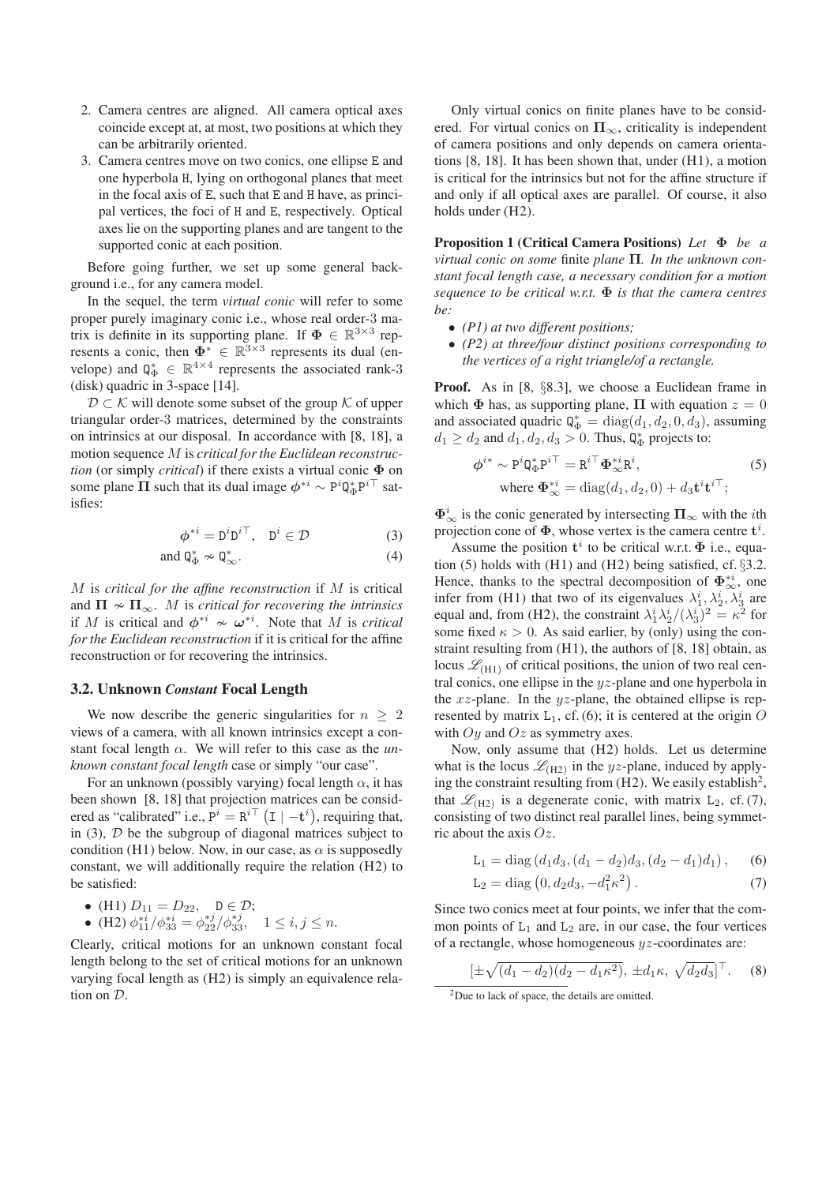2. Camera centres are aligned. All camera optical axes coincide except at, at most, two positions at which they can be arbitrarily oriented.
3. Camera centres move on two conics, one ellipse $\mathtt{E}$ and one hyperbola $\mathtt{H}$, lying on orthogonal planes that meet in the focal axis of $\mathtt{E}$, such that $\mathtt{E}$ and $\mathtt{H}$ have, as principal vertices, the foci of $\mathtt{H}$ and $\mathtt{E}$, respectively. Optical axes lie on the supporting planes and are tangent to the supported conic at each position.

Before going further, we set up some general background i.e., for any camera model.

In the sequel, the term *virtual conic* will refer to some proper purely imaginary conic i.e., whose real order-3 matrix is definite in its supporting plane. If $\mathbf{\Phi} \in \mathbb{R}^{3\times 3}$ represents a conic, then $\mathbf{\Phi}^* \in \mathbb{R}^{3\times 3}$ represents its dual (envelope) and $\mathtt{Q}^*_\Phi \in \mathbb{R}^{4\times 4}$ represents the associated rank-3 (disk) quadric in 3-space [14].

$\mathcal{D} \subset \mathcal{K}$ will denote some subset of the group $\mathcal{K}$ of upper triangular order-3 matrices, determined by the constraints on intrinsics at our disposal. In accordance with [8, 18], a motion sequence $M$ is *critical for the Euclidean reconstruction* (or simply *critical*) if there exists a virtual conic $\mathbf{\Phi}$ on some plane $\mathbf{\Pi}$ such that its dual image $\boldsymbol{\phi}^{*i} \sim \mathtt{P}^i \mathtt{Q}^*_\Phi \mathtt{P}^{i\top}$ satisfies:

$$\boldsymbol{\phi}^{*i} = \mathtt{D}^i \mathtt{D}^{i\top}, \quad \mathtt{D}^i \in \mathcal{D} \tag{3}$$

$$\text{and } \mathtt{Q}^*_\Phi \nsim \mathtt{Q}^*_\infty. \tag{4}$$

$M$ is *critical for the affine reconstruction* if $M$ is critical and $\mathbf{\Pi} \nsim \mathbf{\Pi}_\infty$. $M$ is *critical for recovering the intrinsics* if $M$ is critical and $\boldsymbol{\phi}^{*i} \nsim \boldsymbol{\omega}^{*i}$. Note that $M$ is *critical for the Euclidean reconstruction* if it is critical for the affine reconstruction or for recovering the intrinsics.

### 3.2. Unknown *Constant* Focal Length

We now describe the generic singularities for $n \geq 2$ views of a camera, with all known intrinsics except a constant focal length $\alpha$. We will refer to this case as the *unknown constant focal length* case or simply "our case".

For an unknown (possibly varying) focal length $\alpha$, it has been shown [8, 18] that projection matrices can be considered as "calibrated" i.e., $\mathtt{P}^i = \mathtt{R}^{i\top}\left(\mathtt{I} \mid -\mathbf{t}^i\right)$, requiring that, in (3), $\mathcal{D}$ be the subgroup of diagonal matrices subject to condition (H1) below. Now, in our case, as $\alpha$ is supposedly constant, we will additionally require the relation (H2) to be satisfied:

- (H1) $D_{11} = D_{22}, \quad \mathtt{D} \in \mathcal{D}$;
- (H2) $\phi^{*i}_{11}/\phi^{*i}_{33} = \phi^{*j}_{22}/\phi^{*j}_{33}, \quad 1 \leq i,j \leq n$.

Clearly, critical motions for an unknown constant focal length belong to the set of critical motions for an unknown varying focal length as (H2) is simply an equivalence relation on $\mathcal{D}$.

Only virtual conics on finite planes have to be considered. For virtual conics on $\mathbf{\Pi}_\infty$, criticality is independent of camera positions and only depends on camera orientations [8, 18]. It has been shown that, under (H1), a motion is critical for the intrinsics but not for the affine structure if and only if all optical axes are parallel. Of course, it also holds under (H2).

**Proposition 1 (Critical Camera Positions)** *Let $\mathbf{\Phi}$ be a virtual conic on some* finite *plane $\mathbf{\Pi}$. In the unknown constant focal length case, a necessary condition for a motion sequence to be critical w.r.t. $\mathbf{\Phi}$ is that the camera centres be:*

- *(P1) at two different positions;*
- *(P2) at three/four distinct positions corresponding to the vertices of a right triangle/of a rectangle.*

**Proof.** As in [8, §8.3], we choose a Euclidean frame in which $\mathbf{\Phi}$ has, as supporting plane, $\mathbf{\Pi}$ with equation $z = 0$ and associated quadric $\mathtt{Q}^*_\Phi = \mathrm{diag}(d_1, d_2, 0, d_3)$, assuming $d_1 \geq d_2$ and $d_1, d_2, d_3 > 0$. Thus, $\mathtt{Q}^*_\Phi$ projects to:

$$\begin{aligned}\boldsymbol{\phi}^{i*} \sim \mathtt{P}^i \mathtt{Q}^*_\Phi \mathtt{P}^{i\top} &= \mathtt{R}^{i\top} \mathbf{\Phi}^{*i}_\infty \mathtt{R}^i, \\ \text{where } \mathbf{\Phi}^{*i}_\infty &= \mathrm{diag}(d_1, d_2, 0) + d_3 \mathbf{t}^i \mathbf{t}^{i\top};\end{aligned} \tag{5}$$

$\mathbf{\Phi}^i_\infty$ is the conic generated by intersecting $\mathbf{\Pi}_\infty$ with the $i$th projection cone of $\mathbf{\Phi}$, whose vertex is the camera centre $\mathbf{t}^i$.

Assume the position $\mathbf{t}^i$ to be critical w.r.t. $\mathbf{\Phi}$ i.e., equation (5) holds with (H1) and (H2) being satisfied, cf. §3.2. Hence, thanks to the spectral decomposition of $\mathbf{\Phi}^{*i}_\infty$, one infer from (H1) that two of its eigenvalues $\lambda^i_1, \lambda^i_2, \lambda^i_3$ are equal and, from (H2), the constraint $\lambda^i_1 \lambda^i_2/(\lambda^i_3)^2 = \kappa^2$ for some fixed $\kappa > 0$. As said earlier, by (only) using the constraint resulting from (H1), the authors of [8, 18] obtain, as locus $\mathscr{L}_{(\mathrm{H1})}$ of critical positions, the union of two real central conics, one ellipse in the $yz$-plane and one hyperbola in the $xz$-plane. In the $yz$-plane, the obtained ellipse is represented by matrix $\mathtt{L}_1$, cf. (6); it is centered at the origin $O$ with $Oy$ and $Oz$ as symmetry axes.

Now, only assume that (H2) holds. Let us determine what is the locus $\mathscr{L}_{(\mathrm{H2})}$ in the $yz$-plane, induced by applying the constraint resulting from (H2). We easily establish[2], that $\mathscr{L}_{(\mathrm{H2})}$ is a degenerate conic, with matrix $\mathtt{L}_2$, cf. (7), consisting of two distinct real parallel lines, being symmetric about the axis $Oz$.

$$\mathtt{L}_1 = \mathrm{diag}\left(d_1 d_3, (d_1 - d_2) d_3, (d_2 - d_1) d_1\right), \tag{6}$$

$$\mathtt{L}_2 = \mathrm{diag}\left(0, d_2 d_3, -d_1^2 \kappa^2\right). \tag{7}$$

Since two conics meet at four points, we infer that the common points of $\mathtt{L}_1$ and $\mathtt{L}_2$ are, in our case, the four vertices of a rectangle, whose homogeneous $yz$-coordinates are:

$$[\pm\sqrt{(d_1 - d_2)(d_2 - d_1 \kappa^2)},\ \pm d_1 \kappa,\ \sqrt{d_2 d_3}]^\top. \tag{8}$$

[2] Due to lack of space, the details are omitted.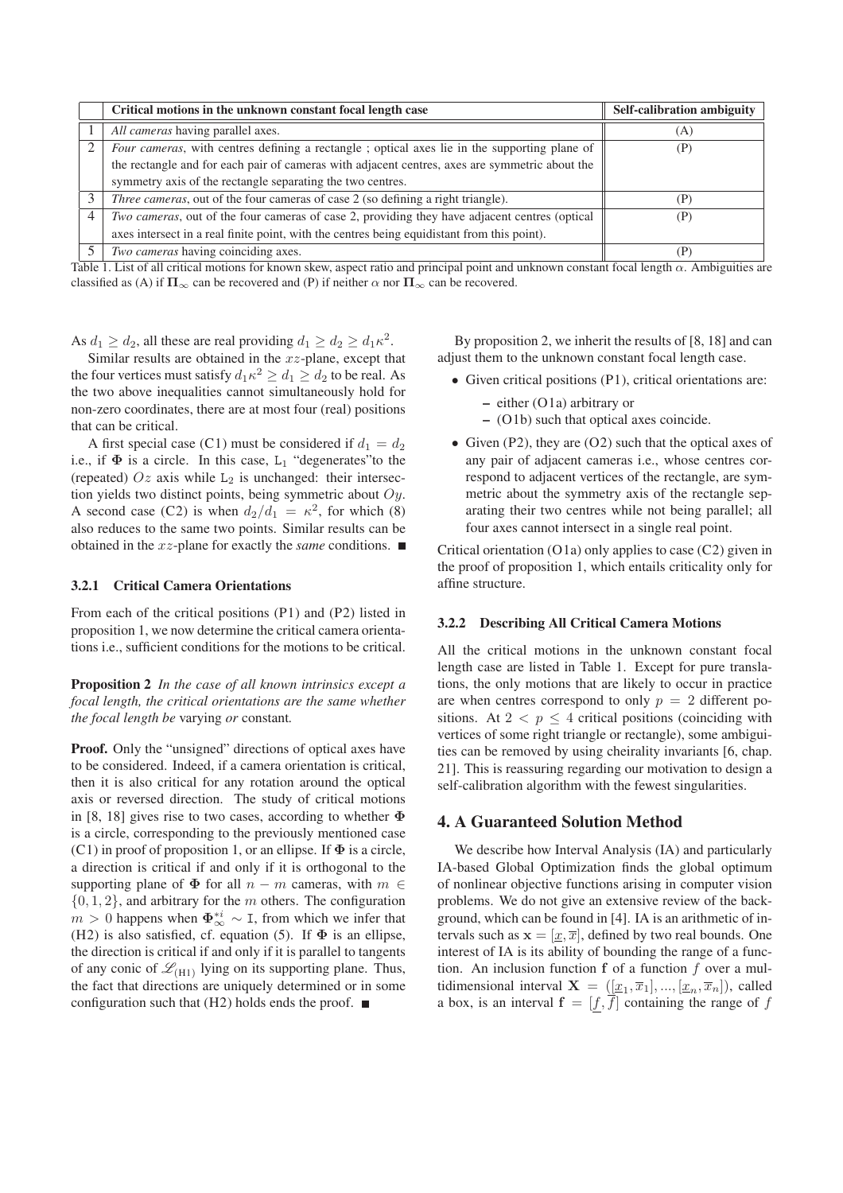|  | Critical motions in the unknown constant focal length case | Self-calibration ambiguity |
|---|---|---|
| 1 | *All cameras* having parallel axes. | (A) |
| 2 | *Four cameras*, with centres defining a rectangle ; optical axes lie in the supporting plane of the rectangle and for each pair of cameras with adjacent centres, axes are symmetric about the symmetry axis of the rectangle separating the two centres. | (P) |
| 3 | *Three cameras*, out of the four cameras of case 2 (so defining a right triangle). | (P) |
| 4 | *Two cameras*, out of the four cameras of case 2, providing they have adjacent centres (optical axes intersect in a real finite point, with the centres being equidistant from this point). | (P) |
| 5 | *Two cameras* having coinciding axes. | (P) |

Table 1. List of all critical motions for known skew, aspect ratio and principal point and unknown constant focal length $\alpha$. Ambiguities are classified as (A) if $\mathbf{\Pi}_\infty$ can be recovered and (P) if neither $\alpha$ nor $\mathbf{\Pi}_\infty$ can be recovered.

As $d_1 \geq d_2$, all these are real providing $d_1 \geq d_2 \geq d_1\kappa^2$.

Similar results are obtained in the $xz$-plane, except that the four vertices must satisfy $d_1\kappa^2 \geq d_1 \geq d_2$ to be real. As the two above inequalities cannot simultaneously hold for non-zero coordinates, there are at most four (real) positions that can be critical.

A first special case (C1) must be considered if $d_1 = d_2$ i.e., if $\mathbf{\Phi}$ is a circle. In this case, $\mathtt{L}_1$ "degenerates"to the (repeated) $Oz$ axis while $\mathtt{L}_2$ is unchanged: their intersection yields two distinct points, being symmetric about $Oy$. A second case (C2) is when $d_2/d_1 = \kappa^2$, for which (8) also reduces to the same two points. Similar results can be obtained in the $xz$-plane for exactly the *same* conditions. ■

### 3.2.1 Critical Camera Orientations

From each of the critical positions (P1) and (P2) listed in proposition 1, we now determine the critical camera orientations i.e., sufficient conditions for the motions to be critical.

**Proposition 2** *In the case of all known intrinsics except a focal length, the critical orientations are the same whether the focal length be* varying *or* constant*.*

**Proof.** Only the "unsigned" directions of optical axes have to be considered. Indeed, if a camera orientation is critical, then it is also critical for any rotation around the optical axis or reversed direction. The study of critical motions in [8, 18] gives rise to two cases, according to whether $\mathbf{\Phi}$ is a circle, corresponding to the previously mentioned case (C1) in proof of proposition 1, or an ellipse. If $\mathbf{\Phi}$ is a circle, a direction is critical if and only if it is orthogonal to the supporting plane of $\mathbf{\Phi}$ for all $n - m$ cameras, with $m \in \{0, 1, 2\}$, and arbitrary for the $m$ others. The configuration $m > 0$ happens when $\mathbf{\Phi}_\infty^{*i} \sim \mathtt{I}$, from which we infer that (H2) is also satisfied, cf. equation (5). If $\mathbf{\Phi}$ is an ellipse, the direction is critical if and only if it is parallel to tangents of any conic of $\mathscr{L}_{(\mathrm{H1})}$ lying on its supporting plane. Thus, the fact that directions are uniquely determined or in some configuration such that (H2) holds ends the proof. ■

By proposition 2, we inherit the results of [8, 18] and can adjust them to the unknown constant focal length case.

- Given critical positions (P1), critical orientations are:
  - either (O1a) arbitrary or
  - (O1b) such that optical axes coincide.
- Given (P2), they are (O2) such that the optical axes of any pair of adjacent cameras i.e., whose centres correspond to adjacent vertices of the rectangle, are symmetric about the symmetry axis of the rectangle separating their two centres while not being parallel; all four axes cannot intersect in a single real point.

Critical orientation (O1a) only applies to case (C2) given in the proof of proposition 1, which entails criticality only for affine structure.

### 3.2.2 Describing All Critical Camera Motions

All the critical motions in the unknown constant focal length case are listed in Table 1. Except for pure translations, the only motions that are likely to occur in practice are when centres correspond to only $p = 2$ different positions. At $2 < p \leq 4$ critical positions (coinciding with vertices of some right triangle or rectangle), some ambiguities can be removed by using cheirality invariants [6, chap. 21]. This is reassuring regarding our motivation to design a self-calibration algorithm with the fewest singularities.

## 4. A Guaranteed Solution Method

We describe how Interval Analysis (IA) and particularly IA-based Global Optimization finds the global optimum of nonlinear objective functions arising in computer vision problems. We do not give an extensive review of the background, which can be found in [4]. IA is an arithmetic of intervals such as $\mathbf{x} = [\underline{x}, \overline{x}]$, defined by two real bounds. One interest of IA is its ability of bounding the range of a function. An inclusion function $\mathbf{f}$ of a function $f$ over a multidimensional interval $\mathbf{X} = ([\underline{x}_1, \overline{x}_1], ..., [\underline{x}_n, \overline{x}_n])$, called a box, is an interval $\mathbf{f} = [\underline{f}, \overline{f}]$ containing the range of $f$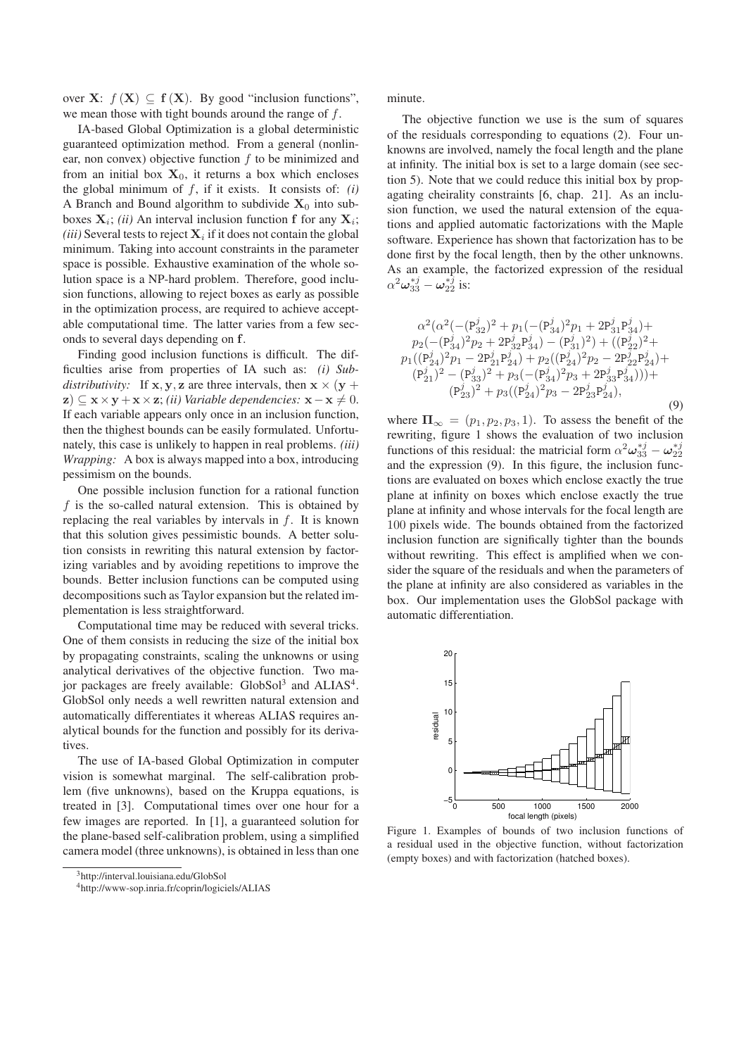over $\mathbf{X}$: $f(\mathbf{X}) \subseteq \mathbf{f}(\mathbf{X})$. By good "inclusion functions", we mean those with tight bounds around the range of $f$.

IA-based Global Optimization is a global deterministic guaranteed optimization method. From a general (nonlinear, non convex) objective function $f$ to be minimized and from an initial box $\mathbf{X}_0$, it returns a box which encloses the global minimum of $f$, if it exists. It consists of: *(i)* A Branch and Bound algorithm to subdivide $\mathbf{X}_0$ into subboxes $\mathbf{X}_i$; *(ii)* An interval inclusion function $\mathbf{f}$ for any $\mathbf{X}_i$; *(iii)* Several tests to reject $\mathbf{X}_i$ if it does not contain the global minimum. Taking into account constraints in the parameter space is possible. Exhaustive examination of the whole solution space is a NP-hard problem. Therefore, good inclusion functions, allowing to reject boxes as early as possible in the optimization process, are required to achieve acceptable computational time. The latter varies from a few seconds to several days depending on $\mathbf{f}$.

Finding good inclusion functions is difficult. The difficulties arise from properties of IA such as: *(i) Subdistributivity:* If $\mathbf{x}, \mathbf{y}, \mathbf{z}$ are three intervals, then $\mathbf{x} \times (\mathbf{y} + \mathbf{z}) \subseteq \mathbf{x} \times \mathbf{y} + \mathbf{x} \times \mathbf{z}$; *(ii) Variable dependencies:* $\mathbf{x} - \mathbf{x} \neq 0$. If each variable appears only once in an inclusion function, then the thighest bounds can be easily formulated. Unfortunately, this case is unlikely to happen in real problems. *(iii) Wrapping:* A box is always mapped into a box, introducing pessimism on the bounds.

One possible inclusion function for a rational function $f$ is the so-called natural extension. This is obtained by replacing the real variables by intervals in $f$. It is known that this solution gives pessimistic bounds. A better solution consists in rewriting this natural extension by factorizing variables and by avoiding repetitions to improve the bounds. Better inclusion functions can be computed using decompositions such as Taylor expansion but the related implementation is less straightforward.

Computational time may be reduced with several tricks. One of them consists in reducing the size of the initial box by propagating constraints, scaling the unknowns or using analytical derivatives of the objective function. Two major packages are freely available: GlobSol[3] and ALIAS[4]. GlobSol only needs a well rewritten natural extension and automatically differentiates it whereas ALIAS requires analytical bounds for the function and possibly for its derivatives.

The use of IA-based Global Optimization in computer vision is somewhat marginal. The self-calibration problem (five unknowns), based on the Kruppa equations, is treated in [3]. Computational times over one hour for a few images are reported. In [1], a guaranteed solution for the plane-based self-calibration problem, using a simplified camera model (three unknowns), is obtained in less than one minute.

The objective function we use is the sum of squares of the residuals corresponding to equations (2). Four unknowns are involved, namely the focal length and the plane at infinity. The initial box is set to a large domain (see section 5). Note that we could reduce this initial box by propagating cheirality constraints [6, chap. 21]. As an inclusion function, we used the natural extension of the equations and applied automatic factorizations with the Maple software. Experience has shown that factorization has to be done first by the focal length, then by the other unknowns. As an example, the factorized expression of the residual $\alpha^2 \boldsymbol{\omega}^{*j}_{33} - \boldsymbol{\omega}^{*j}_{22}$ is:

$$
\begin{gathered}
\alpha^2(\alpha^2(-(\mathtt{P}^j_{32})^2 + p_1(-(\mathtt{P}^j_{34})^2 p_1 + 2\mathtt{P}^j_{31}\mathtt{P}^j_{34}) + \\
p_2(-(\mathtt{P}^j_{34})^2 p_2 + 2\mathtt{P}^j_{32}\mathtt{P}^j_{34}) - (\mathtt{P}^j_{31})^2) + ((\mathtt{P}^j_{22})^2 + \\
p_1((\mathtt{P}^j_{24})^2 p_1 - 2\mathtt{P}^j_{21}\mathtt{P}^j_{24}) + p_2((\mathtt{P}^j_{24})^2 p_2 - 2\mathtt{P}^j_{22}\mathtt{P}^j_{24}) + \\
(\mathtt{P}^j_{21})^2 - (\mathtt{P}^j_{33})^2 + p_3(-(\mathtt{P}^j_{34})^2 p_3 + 2\mathtt{P}^j_{33}\mathtt{P}^j_{34}))) + \\
(\mathtt{P}^j_{23})^2 + p_3((\mathtt{P}^j_{24})^2 p_3 - 2\mathtt{P}^j_{23}\mathtt{P}^j_{24}),
\end{gathered} \tag{9}
$$

where $\mathbf{\Pi}_\infty = (p_1, p_2, p_3, 1)$. To assess the benefit of the rewriting, figure 1 shows the evaluation of two inclusion functions of this residual: the matricial form $\alpha^2 \boldsymbol{\omega}^{*j}_{33} - \boldsymbol{\omega}^{*j}_{22}$ and the expression (9). In this figure, the inclusion functions are evaluated on boxes which enclose exactly the true plane at infinity on boxes which enclose exactly the true plane at infinity and whose intervals for the focal length are 100 pixels wide. The bounds obtained from the factorized inclusion function are significally tighter than the bounds without rewriting. This effect is amplified when we consider the square of the residuals and when the parameters of the plane at infinity are also considered as variables in the box. Our implementation uses the GlobSol package with automatic differentiation.

Figure 1. Examples of bounds of two inclusion functions of a residual used in the objective function, without factorization (empty boxes) and with factorization (hatched boxes).

[3] http://interval.louisiana.edu/GlobSol

[4] http://www-sop.inria.fr/coprin/logiciels/ALIAS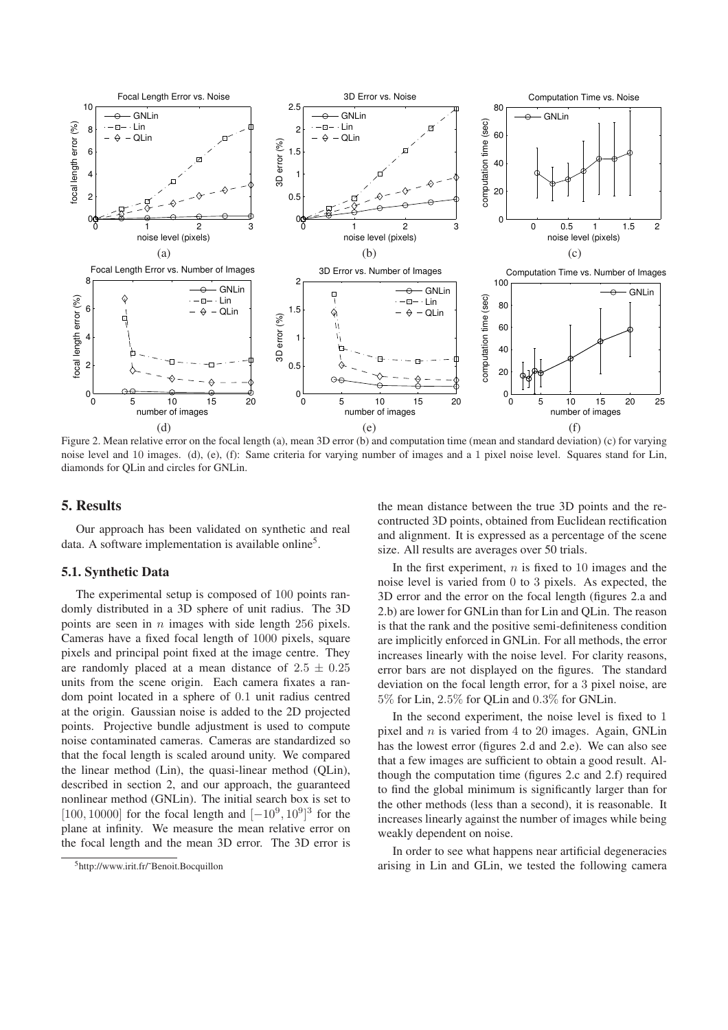Figure 2. Mean relative error on the focal length (a), mean 3D error (b) and computation time (mean and standard deviation) (c) for varying noise level and 10 images. (d), (e), (f): Same criteria for varying number of images and a 1 pixel noise level. Squares stand for Lin, diamonds for QLin and circles for GNLin.

## 5. Results

Our approach has been validated on synthetic and real data. A software implementation is available online[5].

### 5.1. Synthetic Data

The experimental setup is composed of 100 points randomly distributed in a 3D sphere of unit radius. The 3D points are seen in $n$ images with side length 256 pixels. Cameras have a fixed focal length of 1000 pixels, square pixels and principal point fixed at the image centre. They are randomly placed at a mean distance of $2.5 \pm 0.25$ units from the scene origin. Each camera fixates a random point located in a sphere of 0.1 unit radius centred at the origin. Gaussian noise is added to the 2D projected points. Projective bundle adjustment is used to compute noise contaminated cameras. Cameras are standardized so that the focal length is scaled around unity. We compared the linear method (Lin), the quasi-linear method (QLin), described in section 2, and our approach, the guaranteed nonlinear method (GNLin). The initial search box is set to $[100, 10000]$ for the focal length and $[-10^9, 10^9]^3$ for the plane at infinity. We measure the mean relative error on the focal length and the mean 3D error. The 3D error is the mean distance between the true 3D points and the reconstructed 3D points, obtained from Euclidean rectification and alignment. It is expressed as a percentage of the scene size. All results are averages over 50 trials.

In the first experiment, $n$ is fixed to 10 images and the noise level is varied from 0 to 3 pixels. As expected, the 3D error and the error on the focal length (figures 2.a and 2.b) are lower for GNLin than for Lin and QLin. The reason is that the rank and the positive semi-definiteness condition are implicitly enforced in GNLin. For all methods, the error increases linearly with the noise level. For clarity reasons, error bars are not displayed on the figures. The standard deviation on the focal length error, for a 3 pixel noise, are 5% for Lin, 2.5% for QLin and 0.3% for GNLin.

In the second experiment, the noise level is fixed to 1 pixel and $n$ is varied from 4 to 20 images. Again, GNLin has the lowest error (figures 2.d and 2.e). We can also see that a few images are sufficient to obtain a good result. Although the computation time (figures 2.c and 2.f) required to find the global minimum is significantly larger than for the other methods (less than a second), it is reasonable. It increases linearly against the number of images while being weakly dependent on noise.

In order to see what happens near artificial degeneracies arising in Lin and GLin, we tested the following camera

[5] http://www.irit.fr/~Benoit.Bocquillon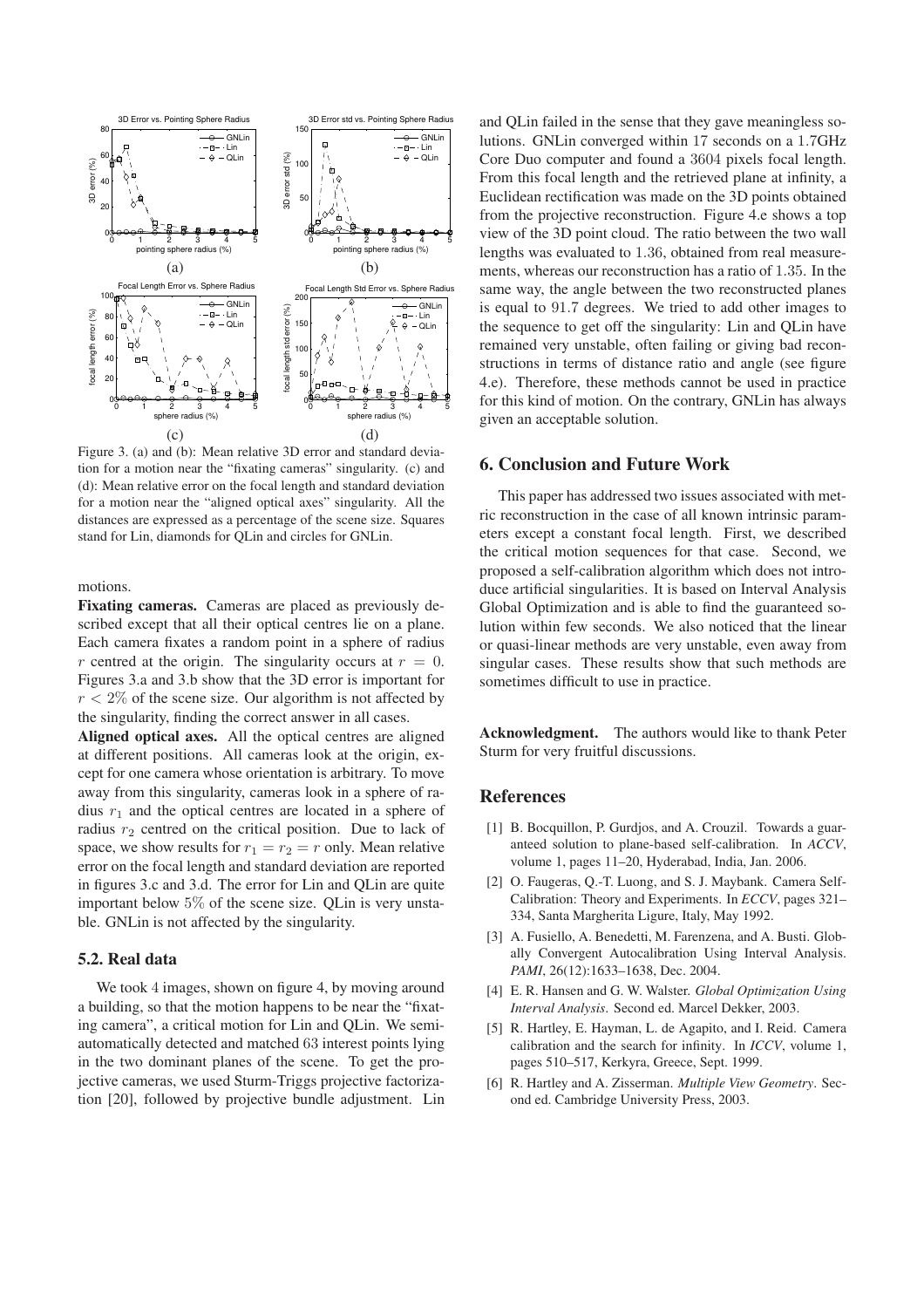Figure 3. (a) and (b): Mean relative 3D error and standard deviation for a motion near the "fixating cameras" singularity. (c) and (d): Mean relative error on the focal length and standard deviation for a motion near the "aligned optical axes" singularity. All the distances are expressed as a percentage of the scene size. Squares stand for Lin, diamonds for QLin and circles for GNLin.

motions.

**Fixating cameras.** Cameras are placed as previously described except that all their optical centres lie on a plane. Each camera fixates a random point in a sphere of radius $r$ centred at the origin. The singularity occurs at $r = 0$. Figures 3.a and 3.b show that the 3D error is important for $r < 2\%$ of the scene size. Our algorithm is not affected by the singularity, finding the correct answer in all cases.

**Aligned optical axes.** All the optical centres are aligned at different positions. All cameras look at the origin, except for one camera whose orientation is arbitrary. To move away from this singularity, cameras look in a sphere of radius $r_1$ and the optical centres are located in a sphere of radius $r_2$ centred on the critical position. Due to lack of space, we show results for $r_1 = r_2 = r$ only. Mean relative error on the focal length and standard deviation are reported in figures 3.c and 3.d. The error for Lin and QLin are quite important below $5\%$ of the scene size. QLin is very unstable. GNLin is not affected by the singularity.

### 5.2. Real data

We took $4$ images, shown on figure 4, by moving around a building, so that the motion happens to be near the "fixating camera", a critical motion for Lin and QLin. We semi-automatically detected and matched $63$ interest points lying in the two dominant planes of the scene. To get the projective cameras, we used Sturm-Triggs projective factorization [20], followed by projective bundle adjustment. Lin and QLin failed in the sense that they gave meaningless solutions. GNLin converged within $17$ seconds on a $1.7$GHz Core Duo computer and found a $3604$ pixels focal length. From this focal length and the retrieved plane at infinity, a Euclidean rectification was made on the 3D points obtained from the projective reconstruction. Figure 4.e shows a top view of the 3D point cloud. The ratio between the two wall lengths was evaluated to $1.36$, obtained from real measurements, whereas our reconstruction has a ratio of $1.35$. In the same way, the angle between the two reconstructed planes is equal to $91.7$ degrees. We tried to add other images to the sequence to get off the singularity: Lin and QLin have remained very unstable, often failing or giving bad reconstructions in terms of distance ratio and angle (see figure 4.e). Therefore, these methods cannot be used in practice for this kind of motion. On the contrary, GNLin has always given an acceptable solution.

## 6. Conclusion and Future Work

This paper has addressed two issues associated with metric reconstruction in the case of all known intrinsic parameters except a constant focal length. First, we described the critical motion sequences for that case. Second, we proposed a self-calibration algorithm which does not introduce artificial singularities. It is based on Interval Analysis Global Optimization and is able to find the guaranteed solution within few seconds. We also noticed that the linear or quasi-linear methods are very unstable, even away from singular cases. These results show that such methods are sometimes difficult to use in practice.

**Acknowledgment.** The authors would like to thank Peter Sturm for very fruitful discussions.

## References

[1] B. Bocquillon, P. Gurdjos, and A. Crouzil. Towards a guaranteed solution to plane-based self-calibration. In *ACCV*, volume 1, pages 11–20, Hyderabad, India, Jan. 2006.

[2] O. Faugeras, Q.-T. Luong, and S. J. Maybank. Camera Self-Calibration: Theory and Experiments. In *ECCV*, pages 321–334, Santa Margherita Ligure, Italy, May 1992.

[3] A. Fusiello, A. Benedetti, M. Farenzena, and A. Busti. Globally Convergent Autocalibration Using Interval Analysis. *PAMI*, 26(12):1633–1638, Dec. 2004.

[4] E. R. Hansen and G. W. Walster. *Global Optimization Using Interval Analysis*. Second ed. Marcel Dekker, 2003.

[5] R. Hartley, E. Hayman, L. de Agapito, and I. Reid. Camera calibration and the search for infinity. In *ICCV*, volume 1, pages 510–517, Kerkyra, Greece, Sept. 1999.

[6] R. Hartley and A. Zisserman. *Multiple View Geometry*. Second ed. Cambridge University Press, 2003.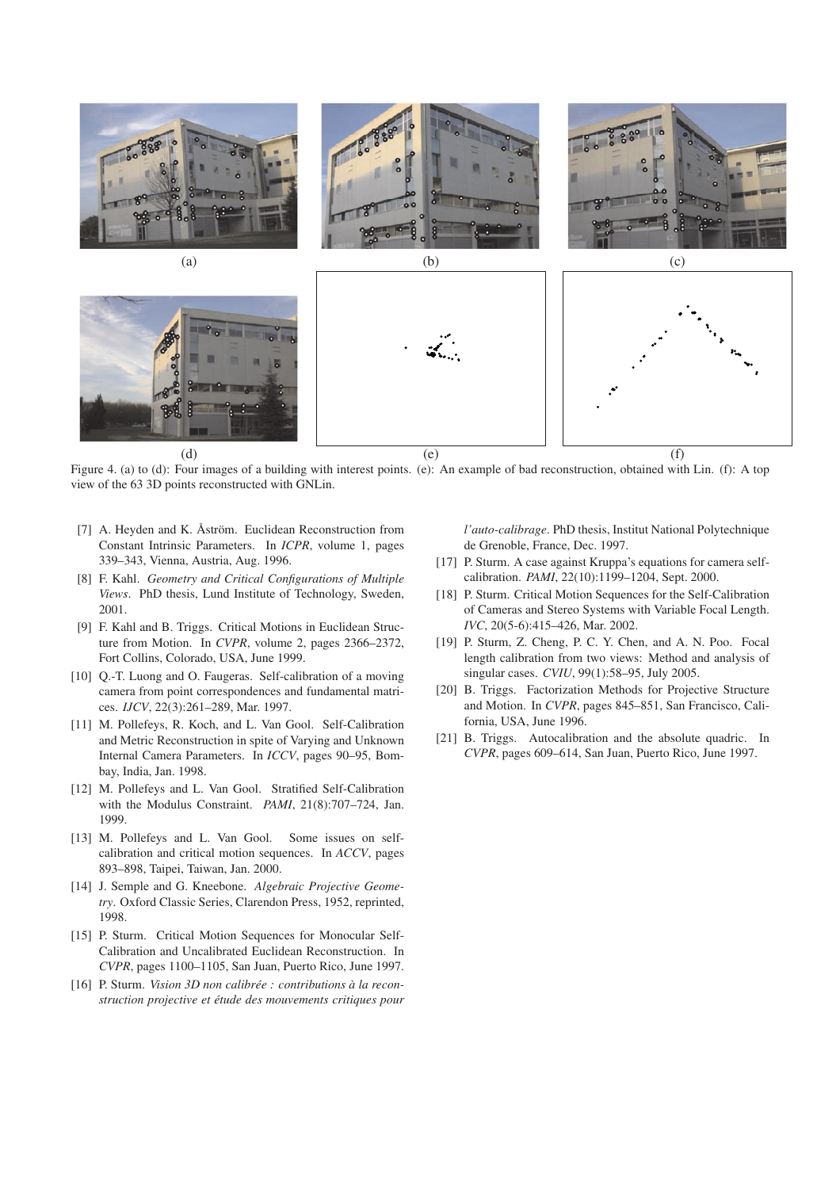(a) (b) (c)

(d) (e) (f)

Figure 4. (a) to (d): Four images of a building with interest points. (e): An example of bad reconstruction, obtained with Lin. (f): A top view of the 63 3D points reconstructed with GNLin.

[7] A. Heyden and K. Åström. Euclidean Reconstruction from Constant Intrinsic Parameters. In *ICPR*, volume 1, pages 339–343, Vienna, Austria, Aug. 1996.

[8] F. Kahl. *Geometry and Critical Configurations of Multiple Views*. PhD thesis, Lund Institute of Technology, Sweden, 2001.

[9] F. Kahl and B. Triggs. Critical Motions in Euclidean Structure from Motion. In *CVPR*, volume 2, pages 2366–2372, Fort Collins, Colorado, USA, June 1999.

[10] Q.-T. Luong and O. Faugeras. Self-calibration of a moving camera from point correspondences and fundamental matrices. *IJCV*, 22(3):261–289, Mar. 1997.

[11] M. Pollefeys, R. Koch, and L. Van Gool. Self-Calibration and Metric Reconstruction in spite of Varying and Unknown Internal Camera Parameters. In *ICCV*, pages 90–95, Bombay, India, Jan. 1998.

[12] M. Pollefeys and L. Van Gool. Stratified Self-Calibration with the Modulus Constraint. *PAMI*, 21(8):707–724, Jan. 1999.

[13] M. Pollefeys and L. Van Gool. Some issues on self-calibration and critical motion sequences. In *ACCV*, pages 893–898, Taipei, Taiwan, Jan. 2000.

[14] J. Semple and G. Kneebone. *Algebraic Projective Geometry*. Oxford Classic Series, Clarendon Press, 1952, reprinted, 1998.

[15] P. Sturm. Critical Motion Sequences for Monocular Self-Calibration and Uncalibrated Euclidean Reconstruction. In *CVPR*, pages 1100–1105, San Juan, Puerto Rico, June 1997.

[16] P. Sturm. *Vision 3D non calibrée : contributions à la reconstruction projective et étude des mouvements critiques pour l'auto-calibrage*. PhD thesis, Institut National Polytechnique de Grenoble, France, Dec. 1997.

[17] P. Sturm. A case against Kruppa's equations for camera self-calibration. *PAMI*, 22(10):1199–1204, Sept. 2000.

[18] P. Sturm. Critical Motion Sequences for the Self-Calibration of Cameras and Stereo Systems with Variable Focal Length. *IVC*, 20(5-6):415–426, Mar. 2002.

[19] P. Sturm, Z. Cheng, P. C. Y. Chen, and A. N. Poo. Focal length calibration from two views: Method and analysis of singular cases. *CVIU*, 99(1):58–95, July 2005.

[20] B. Triggs. Factorization Methods for Projective Structure and Motion. In *CVPR*, pages 845–851, San Francisco, California, USA, June 1996.

[21] B. Triggs. Autocalibration and the absolute quadric. In *CVPR*, pages 609–614, San Juan, Puerto Rico, June 1997.